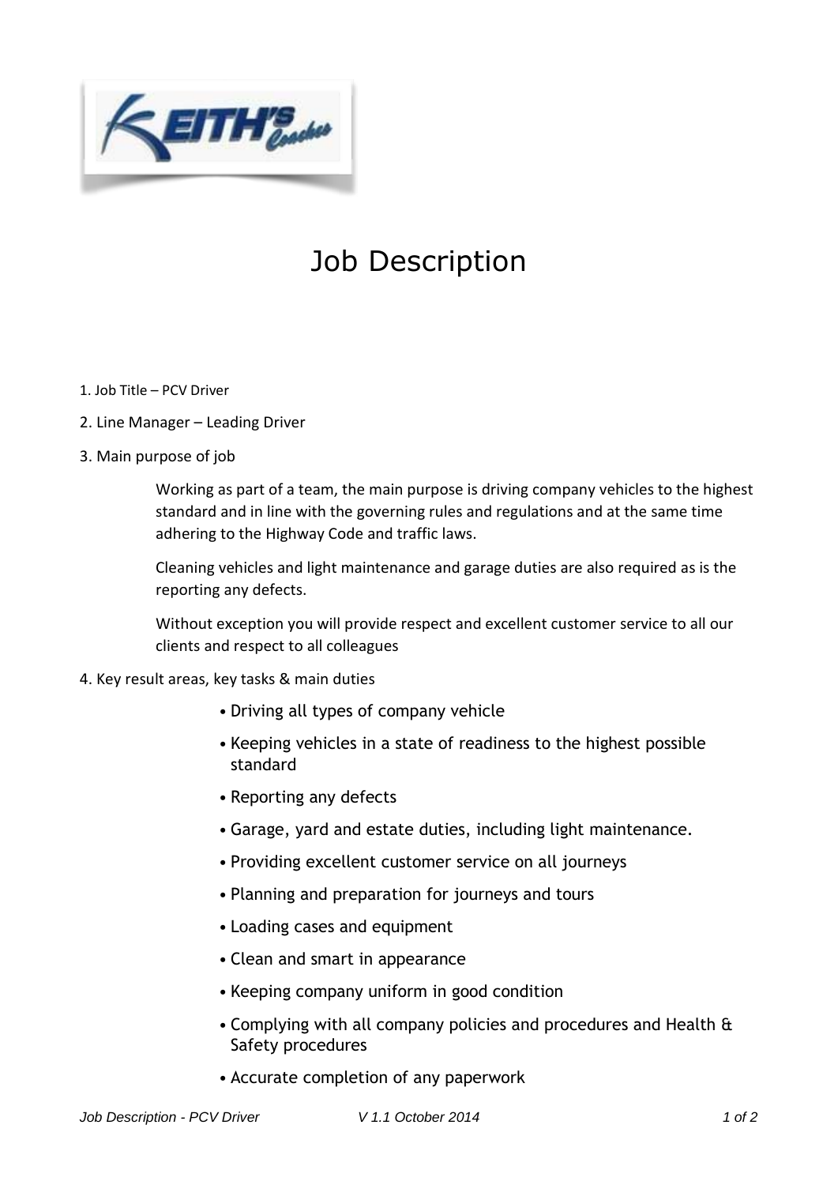# Job Description

1. Job Title – PCV Driver
2. Line Manager – Leading Driver
3. Main purpose of job

   Working as part of a team, the main purpose is driving company vehicles to the highest standard and in line with the governing rules and regulations and at the same time adhering to the Highway Code and traffic laws.

   Cleaning vehicles and light maintenance and garage duties are also required as is the reporting any defects.

   Without exception you will provide respect and excellent customer service to all our clients and respect to all colleagues

4. Key result areas, key tasks & main duties

   - Driving all types of company vehicle
   - Keeping vehicles in a state of readiness to the highest possible standard
   - Reporting any defects
   - Garage, yard and estate duties, including light maintenance.
   - Providing excellent customer service on all journeys
   - Planning and preparation for journeys and tours
   - Loading cases and equipment
   - Clean and smart in appearance
   - Keeping company uniform in good condition
   - Complying with all company policies and procedures and Health & Safety procedures
   - Accurate completion of any paperwork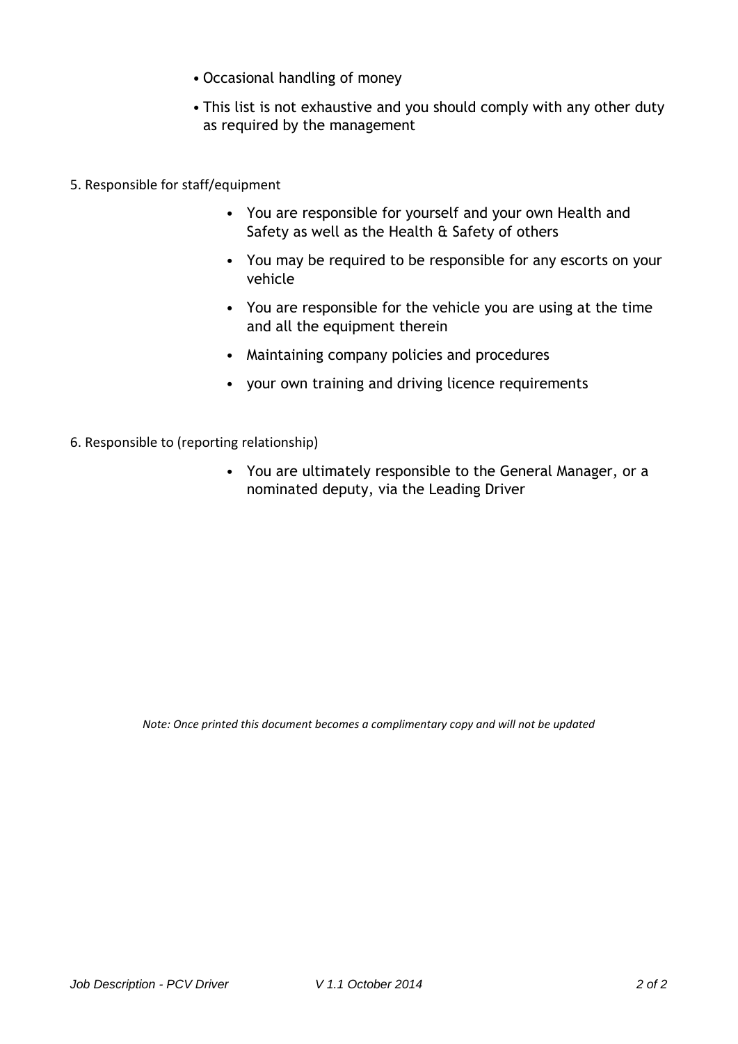- Occasional handling of money
- This list is not exhaustive and you should comply with any other duty as required by the management

5. Responsible for staff/equipment

- You are responsible for yourself and your own Health and Safety as well as the Health & Safety of others
- You may be required to be responsible for any escorts on your vehicle
- You are responsible for the vehicle you are using at the time and all the equipment therein
- Maintaining company policies and procedures
- your own training and driving licence requirements

6. Responsible to (reporting relationship)

- You are ultimately responsible to the General Manager, or a nominated deputy, via the Leading Driver

*Note: Once printed this document becomes a complimentary copy and will not be updated*